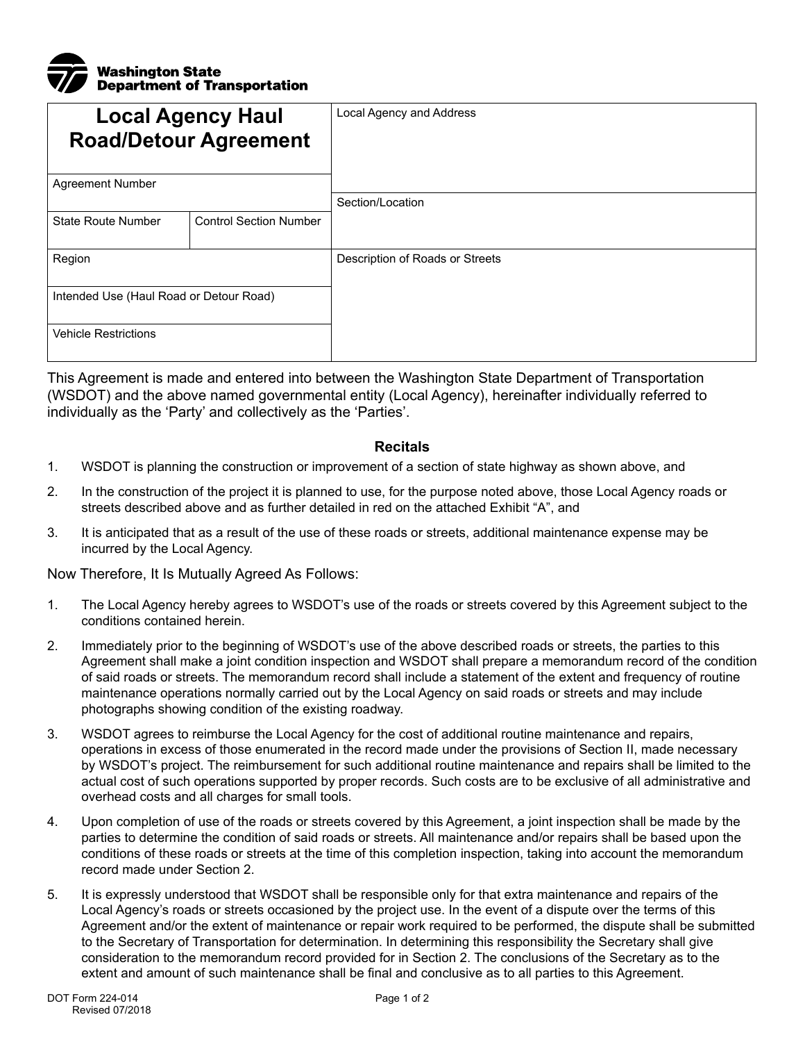Washington State Department of Transportation

# Local Agency Haul Road/Detour Agreement

| Field | Value |
|---|---|
| Agreement Number | |
| State Route Number | |
| Control Section Number | |
| Region | |
| Intended Use (Haul Road or Detour Road) | |
| Vehicle Restrictions | |
| Local Agency and Address | |
| Section/Location | |
| Description of Roads or Streets | |

This Agreement is made and entered into between the Washington State Department of Transportation (WSDOT) and the above named governmental entity (Local Agency), hereinafter individually referred to individually as the 'Party' and collectively as the 'Parties'.

## Recitals

1. WSDOT is planning the construction or improvement of a section of state highway as shown above, and
2. In the construction of the project it is planned to use, for the purpose noted above, those Local Agency roads or streets described above and as further detailed in red on the attached Exhibit "A", and
3. It is anticipated that as a result of the use of these roads or streets, additional maintenance expense may be incurred by the Local Agency.

Now Therefore, It Is Mutually Agreed As Follows:

1. The Local Agency hereby agrees to WSDOT's use of the roads or streets covered by this Agreement subject to the conditions contained herein.
2. Immediately prior to the beginning of WSDOT's use of the above described roads or streets, the parties to this Agreement shall make a joint condition inspection and WSDOT shall prepare a memorandum record of the condition of said roads or streets. The memorandum record shall include a statement of the extent and frequency of routine maintenance operations normally carried out by the Local Agency on said roads or streets and may include photographs showing condition of the existing roadway.
3. WSDOT agrees to reimburse the Local Agency for the cost of additional routine maintenance and repairs, operations in excess of those enumerated in the record made under the provisions of Section II, made necessary by WSDOT's project. The reimbursement for such additional routine maintenance and repairs shall be limited to the actual cost of such operations supported by proper records. Such costs are to be exclusive of all administrative and overhead costs and all charges for small tools.
4. Upon completion of use of the roads or streets covered by this Agreement, a joint inspection shall be made by the parties to determine the condition of said roads or streets. All maintenance and/or repairs shall be based upon the conditions of these roads or streets at the time of this completion inspection, taking into account the memorandum record made under Section 2.
5. It is expressly understood that WSDOT shall be responsible only for that extra maintenance and repairs of the Local Agency's roads or streets occasioned by the project use. In the event of a dispute over the terms of this Agreement and/or the extent of maintenance or repair work required to be performed, the dispute shall be submitted to the Secretary of Transportation for determination. In determining this responsibility the Secretary shall give consideration to the memorandum record provided for in Section 2. The conclusions of the Secretary as to the extent and amount of such maintenance shall be final and conclusive as to all parties to this Agreement.

DOT Form 224-014
Revised 07/2018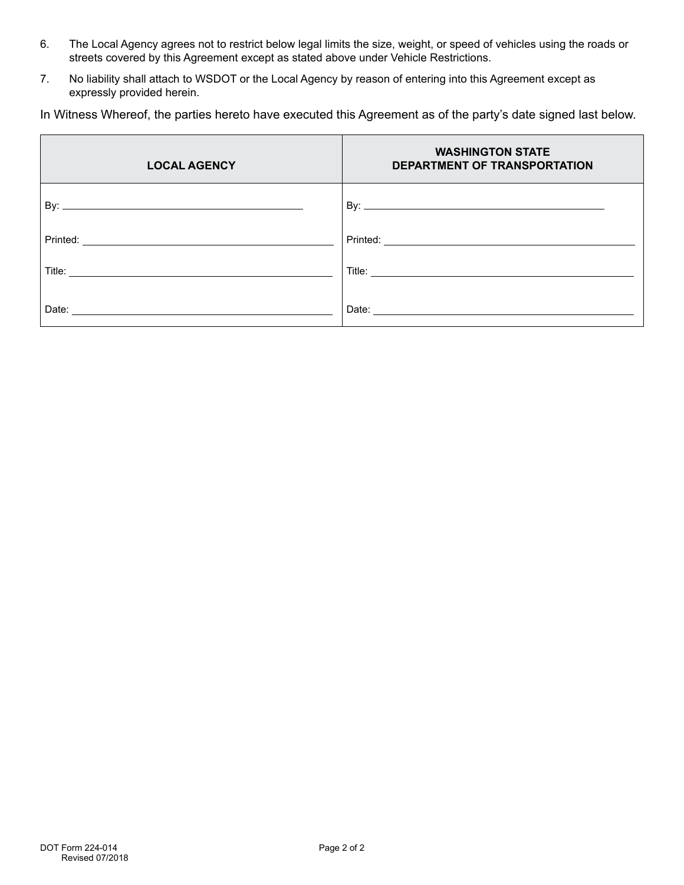6. The Local Agency agrees not to restrict below legal limits the size, weight, or speed of vehicles using the roads or streets covered by this Agreement except as stated above under Vehicle Restrictions.
7. No liability shall attach to WSDOT or the Local Agency by reason of entering into this Agreement except as expressly provided herein.

In Witness Whereof, the parties hereto have executed this Agreement as of the party's date signed last below.

| **LOCAL AGENCY** | **WASHINGTON STATE DEPARTMENT OF TRANSPORTATION** |
| --- | --- |
| By: ______________________ | By: ______________________ |
| Printed: ______________________ | Printed: ______________________ |
| Title: ______________________ | Title: ______________________ |
| Date: ______________________ | Date: ______________________ |

DOT Form 224-014
Revised 07/2018